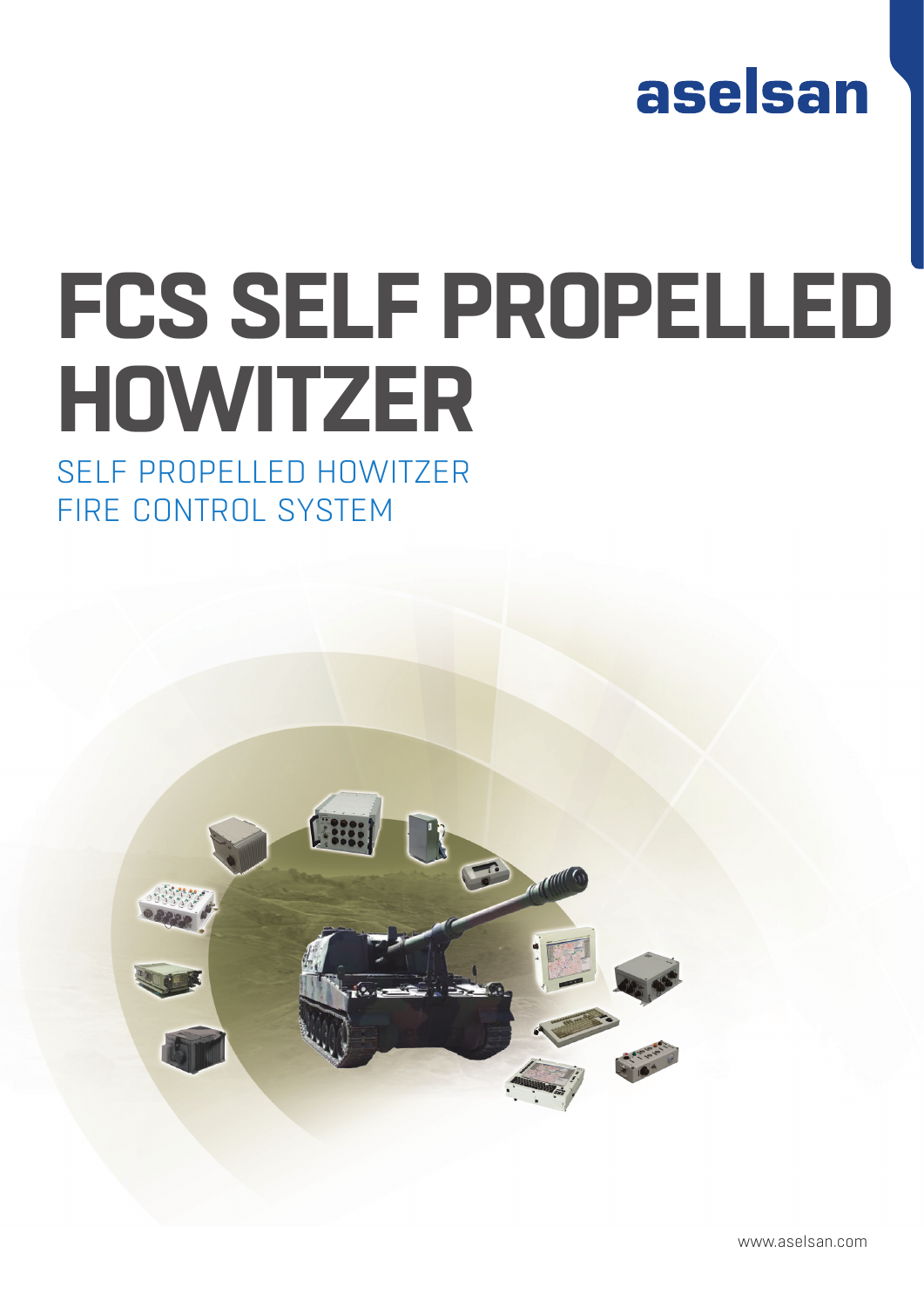aselsan

# FCS SELF PROPELLED HOWITZER

## SELF PROPELLED HOWITZER FIRE CONTROL SYSTEM

www.aselsan.com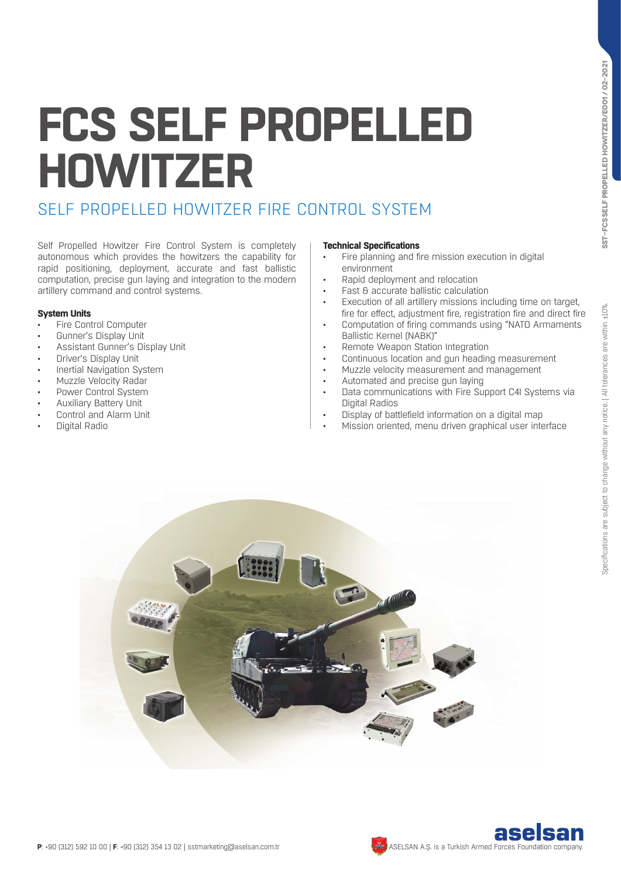# FCS SELF PROPELLED HOWITZER

## SELF PROPELLED HOWITZER FIRE CONTROL SYSTEM

Self Propelled Howitzer Fire Control System is completely autonomous which provides the howitzers the capability for rapid positioning, deployment, accurate and fast ballistic computation, precise gun laying and integration to the modern artillery command and control systems.

**System Units**

- Fire Control Computer
- Gunner's Display Unit
- Assistant Gunner's Display Unit
- Driver's Display Unit
- Inertial Navigation System
- Muzzle Velocity Radar
- Power Control System
- Auxiliary Battery Unit
- Control and Alarm Unit
- Digital Radio

**Technical Specifications**

- Fire planning and fire mission execution in digital environment
- Rapid deployment and relocation
- Fast & accurate ballistic calculation
- Execution of all artillery missions including time on target, fire for effect, adjustment fire, registration fire and direct fire
- Computation of firing commands using "NATO Armaments Ballistic Kernel (NABK)"
- Remote Weapon Station Integration
- Continuous location and gun heading measurement
- Muzzle velocity measurement and management
- Automated and precise gun laying
- Data communications with Fire Support C4I Systems via Digital Radios
- Display of battlefield information on a digital map
- Mission oriented, menu driven graphical user interface

Specifications are subject to change without any notice. | All tolerances are within ±10%.

**P**: +90 (312) 592 10 00 | **F**: +90 (312) 354 13 02 | sstmarketing@aselsan.com.tr

ASELSAN A.Ş. is a Turkish Armed Forces Foundation company.